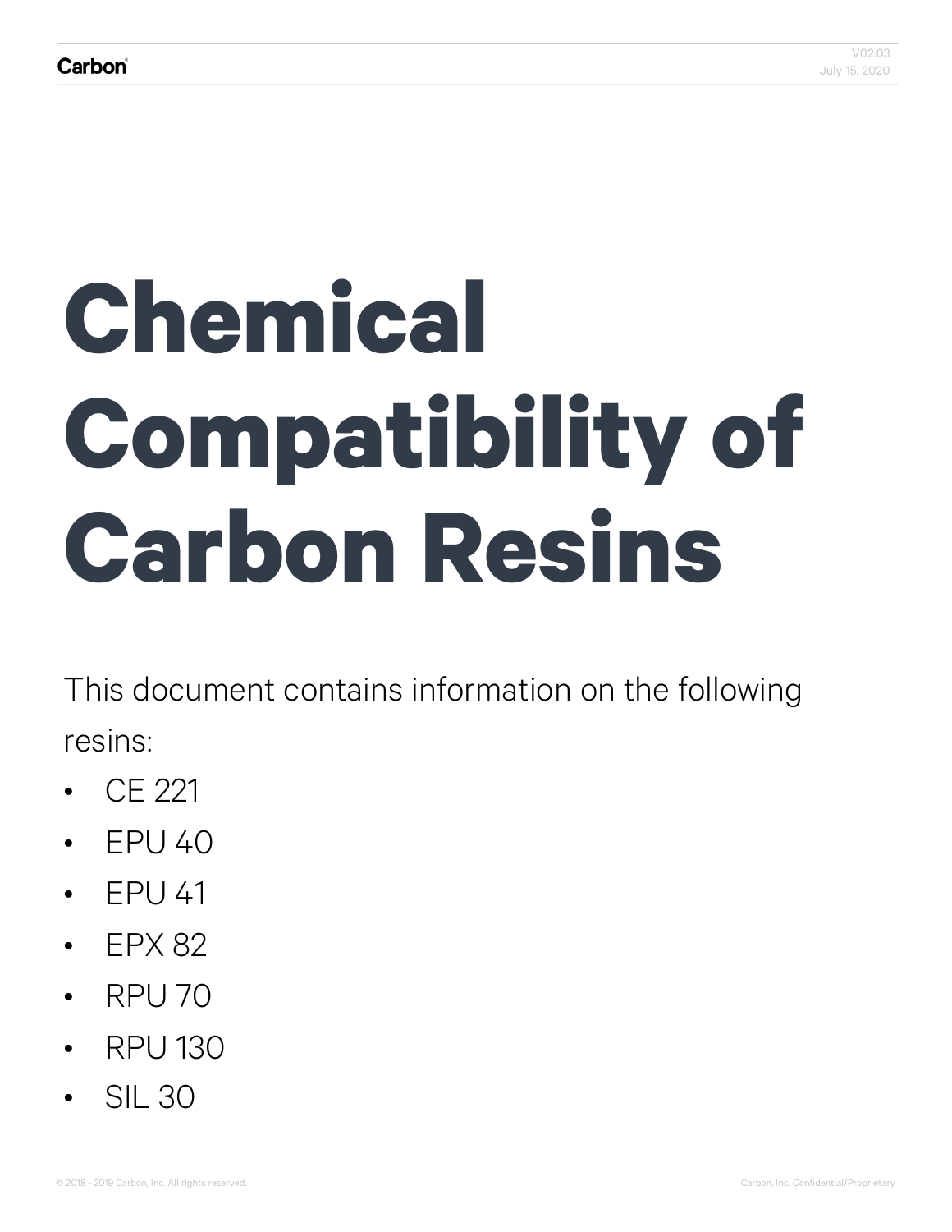# Chemical Compatibility of Carbon Resins

This document contains information on the following resins:

- CE 221
- EPU 40
- EPU 41
- EPX 82
- RPU 70
- RPU 130
- SIL 30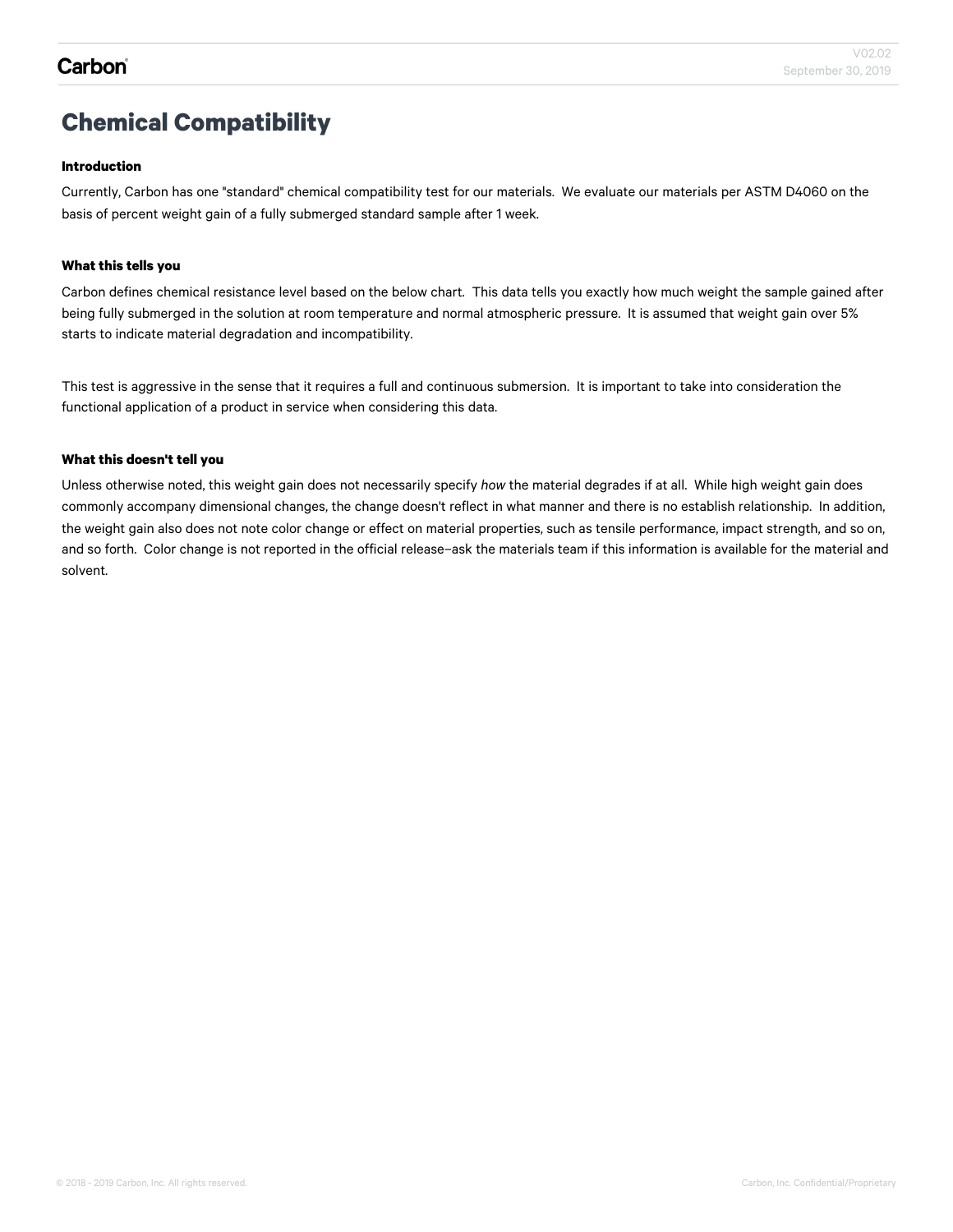# Chemical Compatibility

**Introduction**

Currently, Carbon has one "standard" chemical compatibility test for our materials. We evaluate our materials per ASTM D4060 on the basis of percent weight gain of a fully submerged standard sample after 1 week.

**What this tells you**

Carbon defines chemical resistance level based on the below chart. This data tells you exactly how much weight the sample gained after being fully submerged in the solution at room temperature and normal atmospheric pressure. It is assumed that weight gain over 5% starts to indicate material degradation and incompatibility.

This test is aggressive in the sense that it requires a full and continuous submersion. It is important to take into consideration the functional application of a product in service when considering this data.

**What this doesn't tell you**

Unless otherwise noted, this weight gain does not necessarily specify *how* the material degrades if at all. While high weight gain does commonly accompany dimensional changes, the change doesn't reflect in what manner and there is no establish relationship. In addition, the weight gain also does not note color change or effect on material properties, such as tensile performance, impact strength, and so on, and so forth. Color change is not reported in the official release–ask the materials team if this information is available for the material and solvent.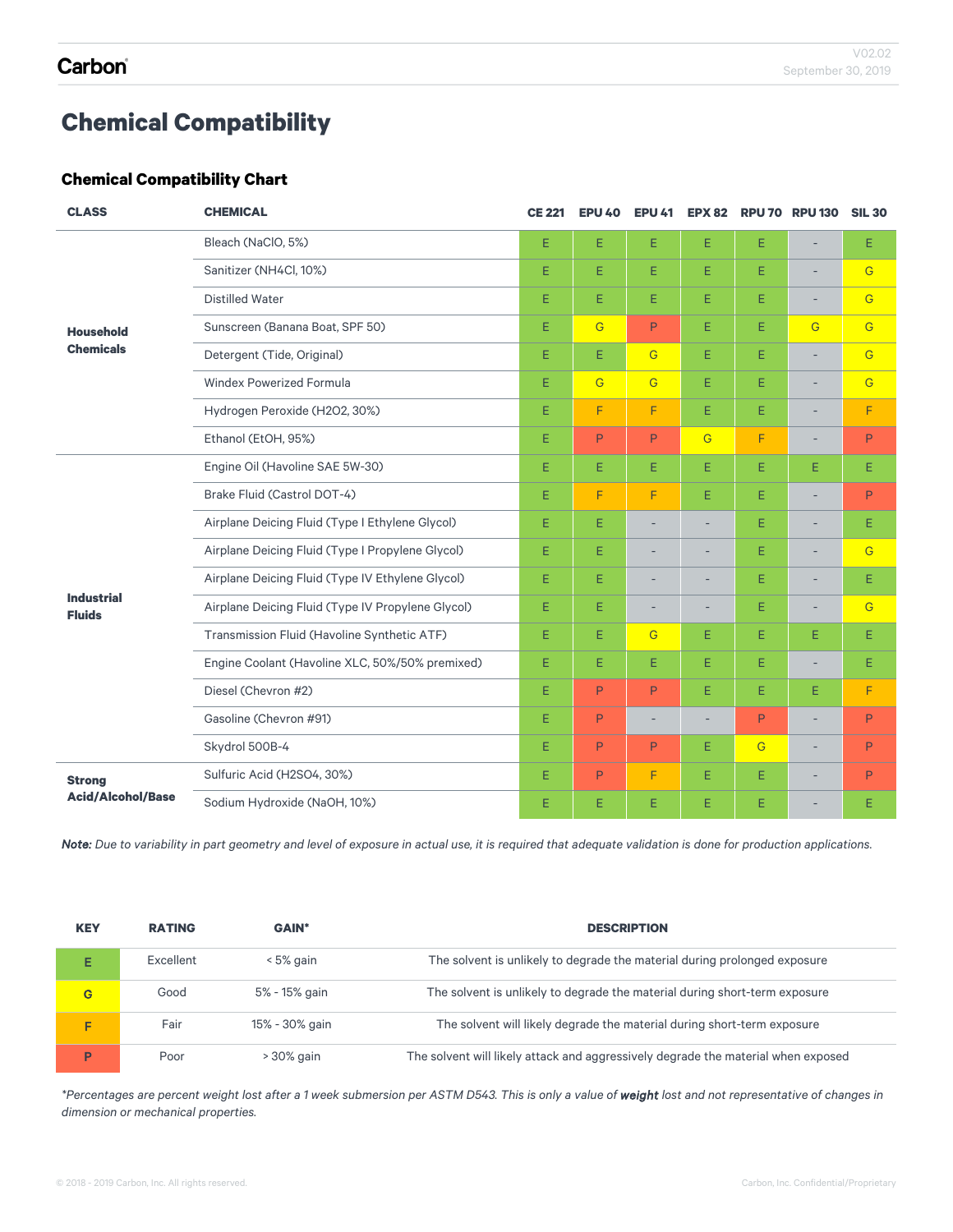# Chemical Compatibility

## Chemical Compatibility Chart

| CLASS | CHEMICAL | CE 221 | EPU 40 | EPU 41 | EPX 82 | RPU 70 | RPU 130 | SIL 30 |
|---|---|---|---|---|---|---|---|---|
| Household Chemicals | Bleach (NaClO, 5%) | E | E | E | E | E | - | E |
| | Sanitizer (NH4Cl, 10%) | E | E | E | E | E | - | G |
| | Distilled Water | E | E | E | E | E | - | G |
| | Sunscreen (Banana Boat, SPF 50) | E | G | P | E | E | G | G |
| | Detergent (Tide, Original) | E | E | G | E | E | - | G |
| | Windex Powerized Formula | E | G | G | E | E | - | G |
| | Hydrogen Peroxide (H2O2, 30%) | E | F | F | E | E | - | F |
| | Ethanol (EtOH, 95%) | E | P | P | G | F | - | P |
| Industrial Fluids | Engine Oil (Havoline SAE 5W-30) | E | E | E | E | E | E | E |
| | Brake Fluid (Castrol DOT-4) | E | F | F | E | E | - | P |
| | Airplane Deicing Fluid (Type I Ethylene Glycol) | E | E | - | - | E | - | E |
| | Airplane Deicing Fluid (Type I Propylene Glycol) | E | E | - | - | E | - | G |
| | Airplane Deicing Fluid (Type IV Ethylene Glycol) | E | E | - | - | E | - | E |
| | Airplane Deicing Fluid (Type IV Propylene Glycol) | E | E | - | - | E | - | G |
| | Transmission Fluid (Havoline Synthetic ATF) | E | E | G | E | E | E | E |
| | Engine Coolant (Havoline XLC, 50%/50% premixed) | E | E | E | E | E | - | E |
| | Diesel (Chevron #2) | E | P | P | E | E | E | F |
| | Gasoline (Chevron #91) | E | P | - | - | P | - | P |
| | Skydrol 500B-4 | E | P | P | E | G | - | P |
| Strong Acid/Alcohol/Base | Sulfuric Acid (H2SO4, 30%) | E | P | F | E | E | - | P |
| | Sodium Hydroxide (NaOH, 10%) | E | E | E | E | E | - | E |

***Note:*** *Due to variability in part geometry and level of exposure in actual use, it is required that adequate validation is done for production applications.*

| KEY | RATING | GAIN* | DESCRIPTION |
|---|---|---|---|
| E | Excellent | < 5% gain | The solvent is unlikely to degrade the material during prolonged exposure |
| G | Good | 5% - 15% gain | The solvent is unlikely to degrade the material during short-term exposure |
| F | Fair | 15% - 30% gain | The solvent will likely degrade the material during short-term exposure |
| P | Poor | > 30% gain | The solvent will likely attack and aggressively degrade the material when exposed |

**Percentages are percent weight lost after a 1 week submersion per ASTM D543. This is only a value of* ***weight*** *lost and not representative of changes in dimension or mechanical properties.*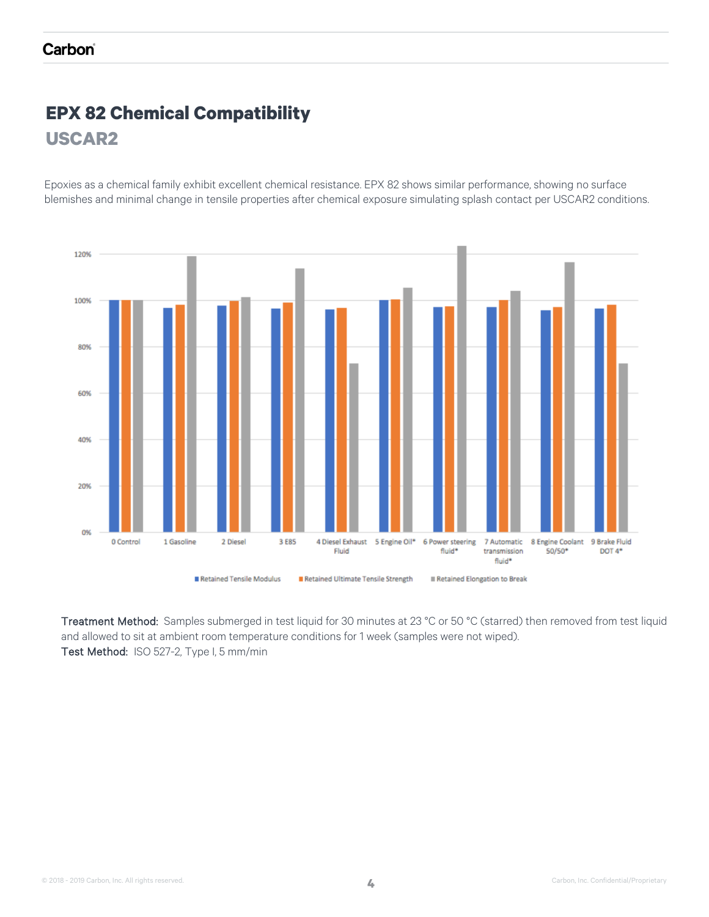# EPX 82 Chemical Compatibility

## USCAR2

Epoxies as a chemical family exhibit excellent chemical resistance. EPX 82 shows similar performance, showing no surface blemishes and minimal change in tensile properties after chemical exposure simulating splash contact per USCAR2 conditions.

120%
100%
80%
60%
40%
20%
0%

0 Control
1 Gasoline
2 Diesel
3 E85
4 Diesel Exhaust Fluid
5 Engine Oil*
6 Power steering fluid*
7 Automatic transmission fluid*
8 Engine Coolant 50/50*
9 Brake Fluid DOT 4*

Retained Tensile Modulus
Retained Ultimate Tensile Strength
Retained Elongation to Break

**Treatment Method:** Samples submerged in test liquid for 30 minutes at 23 °C or 50 °C (starred) then removed from test liquid and allowed to sit at ambient room temperature conditions for 1 week (samples were not wiped).

**Test Method:** ISO 527-2, Type I, 5 mm/min